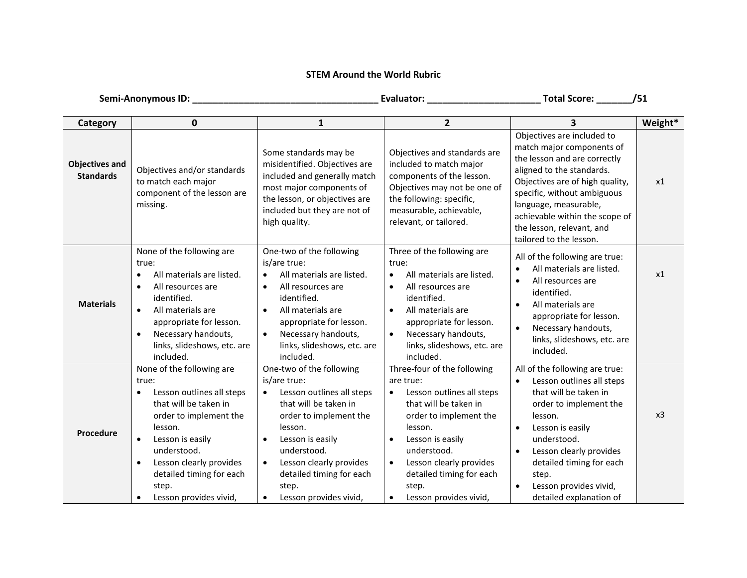## STEM Around the World Rubric

**Semi-Anonymous ID: ___________________________________ Evaluator: _____________________ Total Score: _______/51**

| Category | 0 | 1 | 2 | 3 | Weight* |
|---|---|---|---|---|---|
| **Objectives and Standards** | Objectives and/or standards to match each major component of the lesson are missing. | Some standards may be misidentified. Objectives are included and generally match most major components of the lesson, or objectives are included but they are not of high quality. | Objectives and standards are included to match major components of the lesson. Objectives may not be one of the following: specific, measurable, achievable, relevant, or tailored. | Objectives are included to match major components of the lesson and are correctly aligned to the standards. Objectives are of high quality, specific, without ambiguous language, measurable, achievable within the scope of the lesson, relevant, and tailored to the lesson. | x1 |
| **Materials** | None of the following are true:<br>• All materials are listed.<br>• All resources are identified.<br>• All materials are appropriate for lesson.<br>• Necessary handouts, links, slideshows, etc. are included. | One-two of the following is/are true:<br>• All materials are listed.<br>• All resources are identified.<br>• All materials are appropriate for lesson.<br>• Necessary handouts, links, slideshows, etc. are included. | Three of the following are true:<br>• All materials are listed.<br>• All resources are identified.<br>• All materials are appropriate for lesson.<br>• Necessary handouts, links, slideshows, etc. are included. | All of the following are true:<br>• All materials are listed.<br>• All resources are identified.<br>• All materials are appropriate for lesson.<br>• Necessary handouts, links, slideshows, etc. are included. | x1 |
| **Procedure** | None of the following are true:<br>• Lesson outlines all steps that will be taken in order to implement the lesson.<br>• Lesson is easily understood.<br>• Lesson clearly provides detailed timing for each step.<br>• Lesson provides vivid, | One-two of the following is/are true:<br>• Lesson outlines all steps that will be taken in order to implement the lesson.<br>• Lesson is easily understood.<br>• Lesson clearly provides detailed timing for each step.<br>• Lesson provides vivid, | Three-four of the following are true:<br>• Lesson outlines all steps that will be taken in order to implement the lesson.<br>• Lesson is easily understood.<br>• Lesson clearly provides detailed timing for each step.<br>• Lesson provides vivid, | All of the following are true:<br>• Lesson outlines all steps that will be taken in order to implement the lesson.<br>• Lesson is easily understood.<br>• Lesson clearly provides detailed timing for each step.<br>• Lesson provides vivid, detailed explanation of | x3 |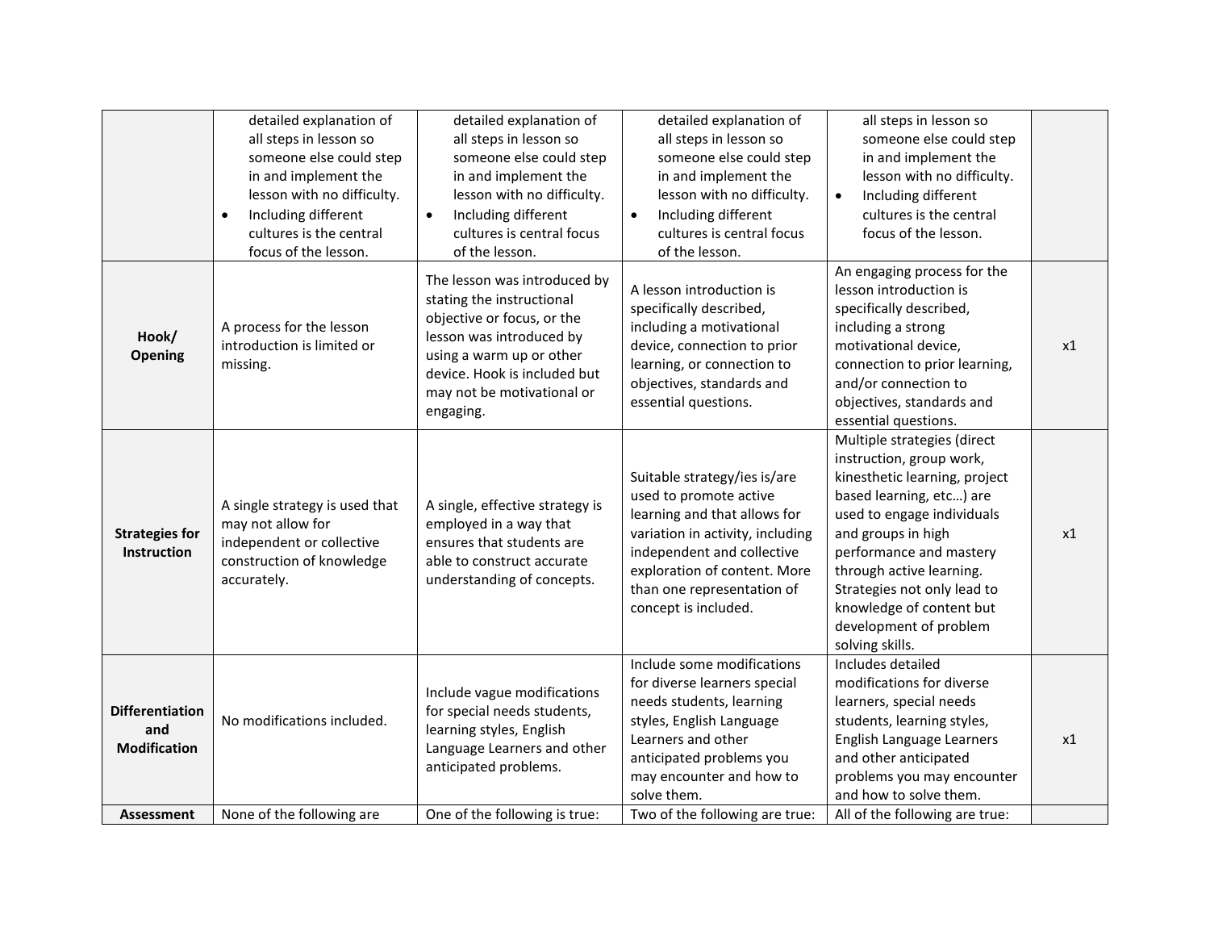| | | | | | |
|---|---|---|---|---|---|
| | detailed explanation of all steps in lesson so someone else could step in and implement the lesson with no difficulty.<br>• Including different cultures is the central focus of the lesson. | detailed explanation of all steps in lesson so someone else could step in and implement the lesson with no difficulty.<br>• Including different cultures is central focus of the lesson. | detailed explanation of all steps in lesson so someone else could step in and implement the lesson with no difficulty.<br>• Including different cultures is central focus of the lesson. | all steps in lesson so someone else could step in and implement the lesson with no difficulty.<br>• Including different cultures is the central focus of the lesson. | |
| **Hook/ Opening** | A process for the lesson introduction is limited or missing. | The lesson was introduced by stating the instructional objective or focus, or the lesson was introduced by using a warm up or other device. Hook is included but may not be motivational or engaging. | A lesson introduction is specifically described, including a motivational device, connection to prior learning, or connection to objectives, standards and essential questions. | An engaging process for the lesson introduction is specifically described, including a strong motivational device, connection to prior learning, and/or connection to objectives, standards and essential questions. | x1 |
| **Strategies for Instruction** | A single strategy is used that may not allow for independent or collective construction of knowledge accurately. | A single, effective strategy is employed in a way that ensures that students are able to construct accurate understanding of concepts. | Suitable strategy/ies is/are used to promote active learning and that allows for variation in activity, including independent and collective exploration of content. More than one representation of concept is included. | Multiple strategies (direct instruction, group work, kinesthetic learning, project based learning, etc…) are used to engage individuals and groups in high performance and mastery through active learning. Strategies not only lead to knowledge of content but development of problem solving skills. | x1 |
| **Differentiation and Modification** | No modifications included. | Include vague modifications for special needs students, learning styles, English Language Learners and other anticipated problems. | Include some modifications for diverse learners special needs students, learning styles, English Language Learners and other anticipated problems you may encounter and how to solve them. | Includes detailed modifications for diverse learners, special needs students, learning styles, English Language Learners and other anticipated problems you may encounter and how to solve them. | x1 |
| **Assessment** | None of the following are | One of the following is true: | Two of the following are true: | All of the following are true: | |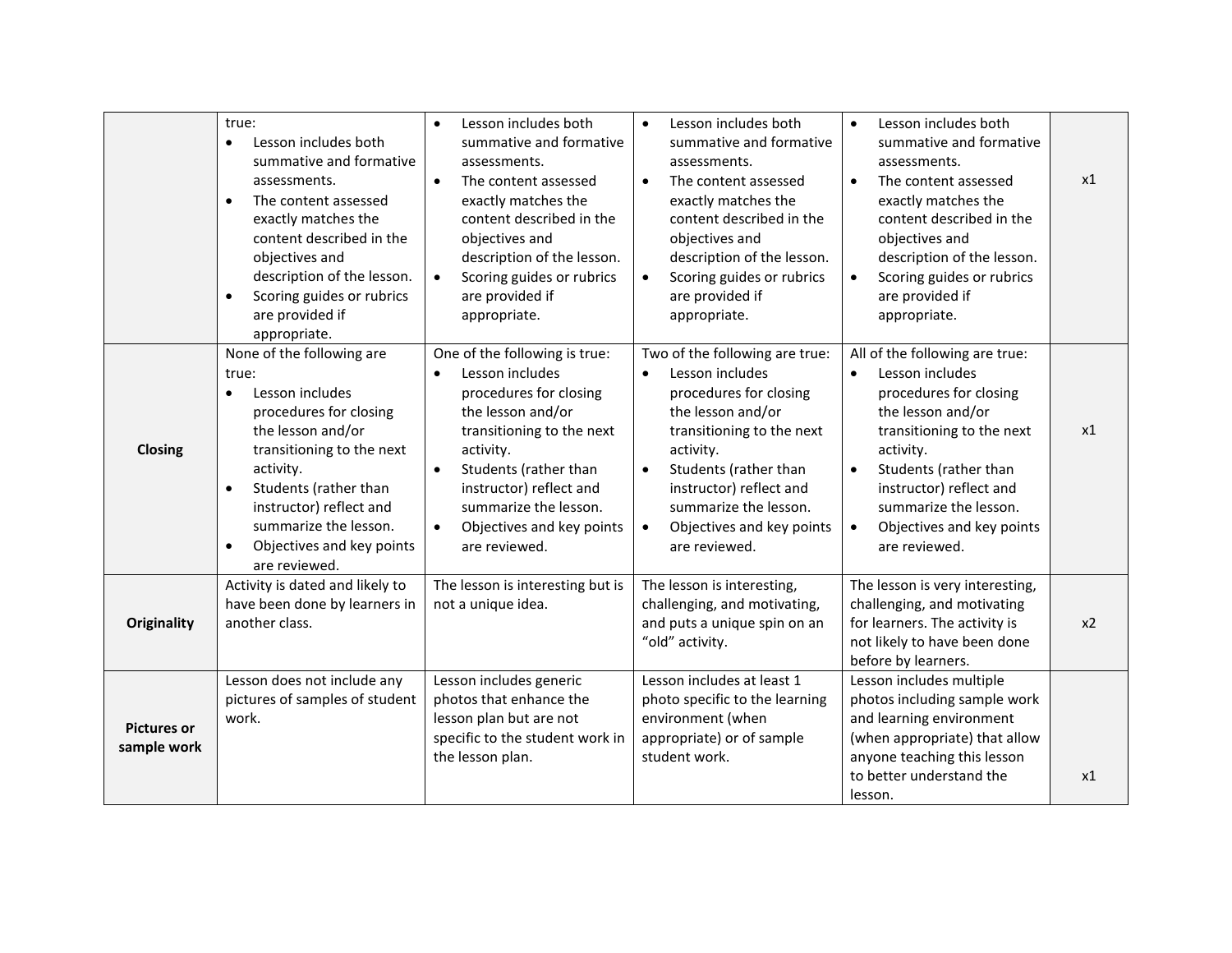| | | | | | |
|---|---|---|---|---|---|
| | true:<br>• Lesson includes both summative and formative assessments.<br>• The content assessed exactly matches the content described in the objectives and description of the lesson.<br>• Scoring guides or rubrics are provided if appropriate. | • Lesson includes both summative and formative assessments.<br>• The content assessed exactly matches the content described in the objectives and description of the lesson.<br>• Scoring guides or rubrics are provided if appropriate. | • Lesson includes both summative and formative assessments.<br>• The content assessed exactly matches the content described in the objectives and description of the lesson.<br>• Scoring guides or rubrics are provided if appropriate. | • Lesson includes both summative and formative assessments.<br>• The content assessed exactly matches the content described in the objectives and description of the lesson.<br>• Scoring guides or rubrics are provided if appropriate. | x1 |
| **Closing** | None of the following are true:<br>• Lesson includes procedures for closing the lesson and/or transitioning to the next activity.<br>• Students (rather than instructor) reflect and summarize the lesson.<br>• Objectives and key points are reviewed. | One of the following is true:<br>• Lesson includes procedures for closing the lesson and/or transitioning to the next activity.<br>• Students (rather than instructor) reflect and summarize the lesson.<br>• Objectives and key points are reviewed. | Two of the following are true:<br>• Lesson includes procedures for closing the lesson and/or transitioning to the next activity.<br>• Students (rather than instructor) reflect and summarize the lesson.<br>• Objectives and key points are reviewed. | All of the following are true:<br>• Lesson includes procedures for closing the lesson and/or transitioning to the next activity.<br>• Students (rather than instructor) reflect and summarize the lesson.<br>• Objectives and key points are reviewed. | x1 |
| **Originality** | Activity is dated and likely to have been done by learners in another class. | The lesson is interesting but is not a unique idea. | The lesson is interesting, challenging, and motivating, and puts a unique spin on an "old" activity. | The lesson is very interesting, challenging, and motivating for learners. The activity is not likely to have been done before by learners. | x2 |
| **Pictures or sample work** | Lesson does not include any pictures of samples of student work. | Lesson includes generic photos that enhance the lesson plan but are not specific to the student work in the lesson plan. | Lesson includes at least 1 photo specific to the learning environment (when appropriate) or of sample student work. | Lesson includes multiple photos including sample work and learning environment (when appropriate) that allow anyone teaching this lesson to better understand the lesson. | x1 |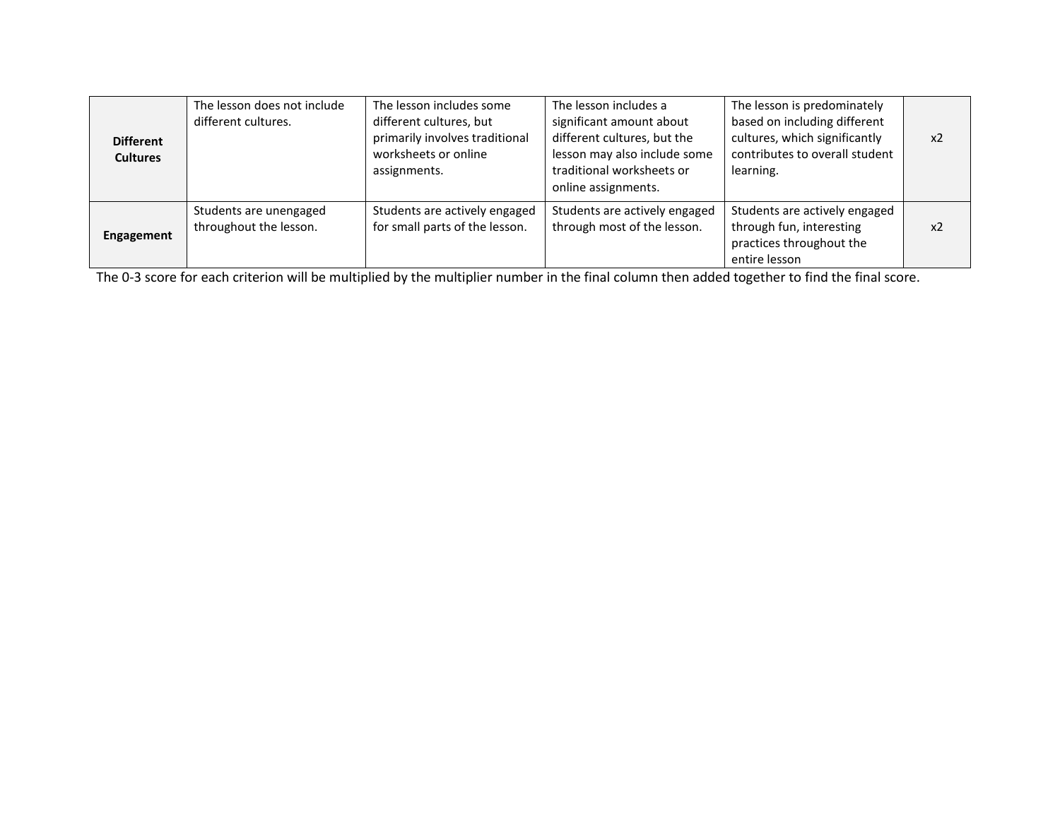| | | | | | |
|---|---|---|---|---|---|
| **Different Cultures** | The lesson does not include different cultures. | The lesson includes some different cultures, but primarily involves traditional worksheets or online assignments. | The lesson includes a significant amount about different cultures, but the lesson may also include some traditional worksheets or online assignments. | The lesson is predominately based on including different cultures, which significantly contributes to overall student learning. | x2 |
| **Engagement** | Students are unengaged throughout the lesson. | Students are actively engaged for small parts of the lesson. | Students are actively engaged through most of the lesson. | Students are actively engaged through fun, interesting practices throughout the entire lesson | x2 |

The 0-3 score for each criterion will be multiplied by the multiplier number in the final column then added together to find the final score.